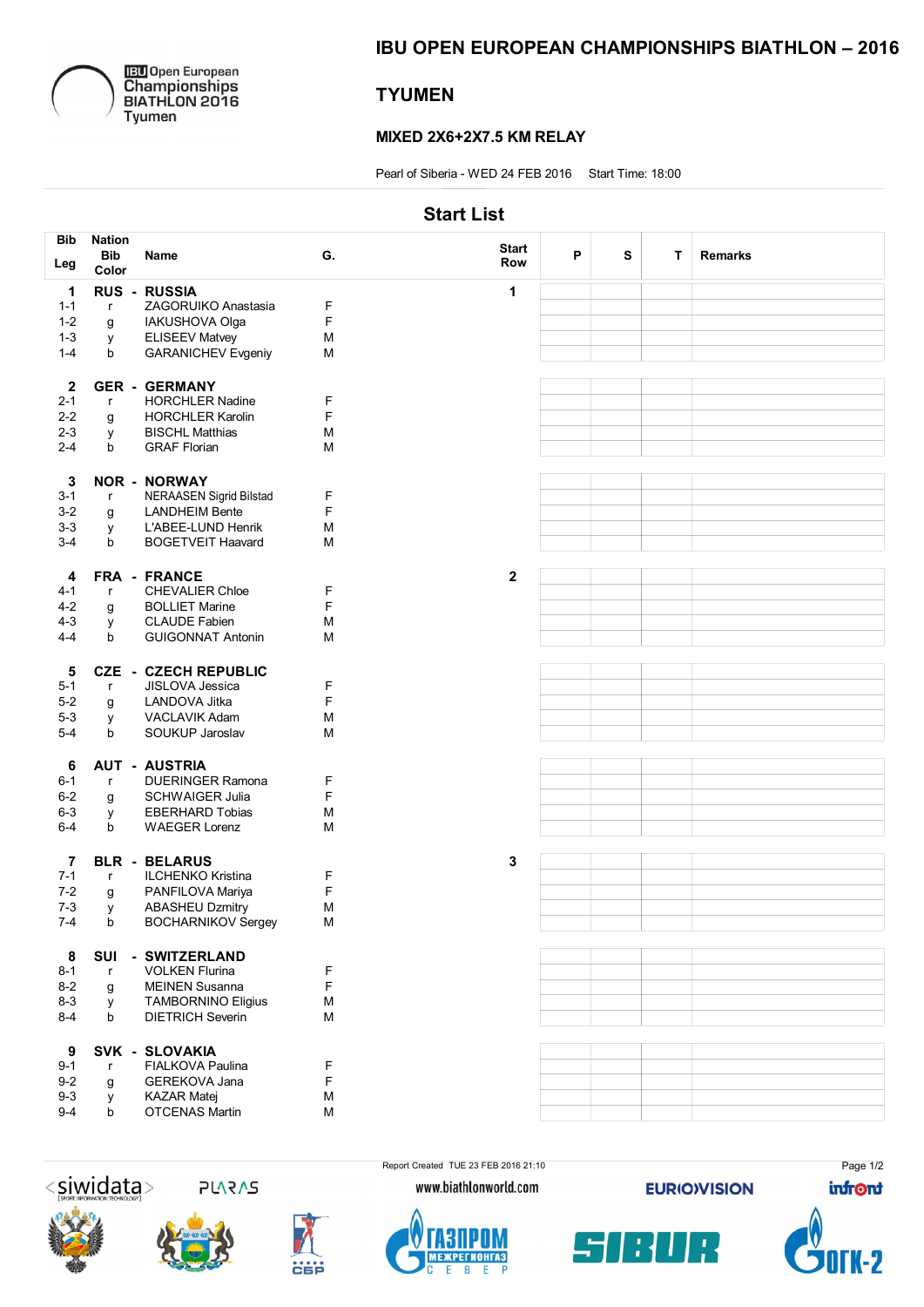# IBU OPEN EUROPEAN CHAMPIONSHIPS BIATHLON – 2016

## TYUMEN

### MIXED 2X6+2X7.5 KM RELAY

Pearl of Siberia - WED 24 FEB 2016 Start Time: 18:00

## Start List

| Bib / Leg | Nation / Bib Color | Name | G. | Start Row | P | S | T | Remarks |
|---|---|---|---|---|---|---|---|---|
| **1** | **RUS** | **RUSSIA** | | **1** | | | | |
| 1-1 | r | ZAGORUIKO Anastasia | F | | | | | |
| 1-2 | g | IAKUSHOVA Olga | F | | | | | |
| 1-3 | y | ELISEEV Matvey | M | | | | | |
| 1-4 | b | GARANICHEV Evgeniy | M | | | | | |
| **2** | **GER** | **GERMANY** | | | | | | |
| 2-1 | r | HORCHLER Nadine | F | | | | | |
| 2-2 | g | HORCHLER Karolin | F | | | | | |
| 2-3 | y | BISCHL Matthias | M | | | | | |
| 2-4 | b | GRAF Florian | M | | | | | |
| **3** | **NOR** | **NORWAY** | | | | | | |
| 3-1 | r | NERAASEN Sigrid Bilstad | F | | | | | |
| 3-2 | g | LANDHEIM Bente | F | | | | | |
| 3-3 | y | L'ABEE-LUND Henrik | M | | | | | |
| 3-4 | b | BOGETVEIT Haavard | M | | | | | |
| **4** | **FRA** | **FRANCE** | | **2** | | | | |
| 4-1 | r | CHEVALIER Chloe | F | | | | | |
| 4-2 | g | BOLLIET Marine | F | | | | | |
| 4-3 | y | CLAUDE Fabien | M | | | | | |
| 4-4 | b | GUIGONNAT Antonin | M | | | | | |
| **5** | **CZE** | **CZECH REPUBLIC** | | | | | | |
| 5-1 | r | JISLOVA Jessica | F | | | | | |
| 5-2 | g | LANDOVA Jitka | F | | | | | |
| 5-3 | y | VACLAVIK Adam | M | | | | | |
| 5-4 | b | SOUKUP Jaroslav | M | | | | | |
| **6** | **AUT** | **AUSTRIA** | | | | | | |
| 6-1 | r | DUERINGER Ramona | F | | | | | |
| 6-2 | g | SCHWAIGER Julia | F | | | | | |
| 6-3 | y | EBERHARD Tobias | M | | | | | |
| 6-4 | b | WAEGER Lorenz | M | | | | | |
| **7** | **BLR** | **BELARUS** | | **3** | | | | |
| 7-1 | r | ILCHENKO Kristina | F | | | | | |
| 7-2 | g | PANFILOVA Mariya | F | | | | | |
| 7-3 | y | ABASHEU Dzmitry | M | | | | | |
| 7-4 | b | BOCHARNIKOV Sergey | M | | | | | |
| **8** | **SUI** | **SWITZERLAND** | | | | | | |
| 8-1 | r | VOLKEN Flurina | F | | | | | |
| 8-2 | g | MEINEN Susanna | F | | | | | |
| 8-3 | y | TAMBORNINO Eligius | M | | | | | |
| 8-4 | b | DIETRICH Severin | M | | | | | |
| **9** | **SVK** | **SLOVAKIA** | | | | | | |
| 9-1 | r | FIALKOVA Paulina | F | | | | | |
| 9-2 | g | GEREKOVA Jana | F | | | | | |
| 9-3 | y | KAZAR Matej | M | | | | | |
| 9-4 | b | OTCENAS Martin | M | | | | | |

Report Created TUE 23 FEB 2016 21:10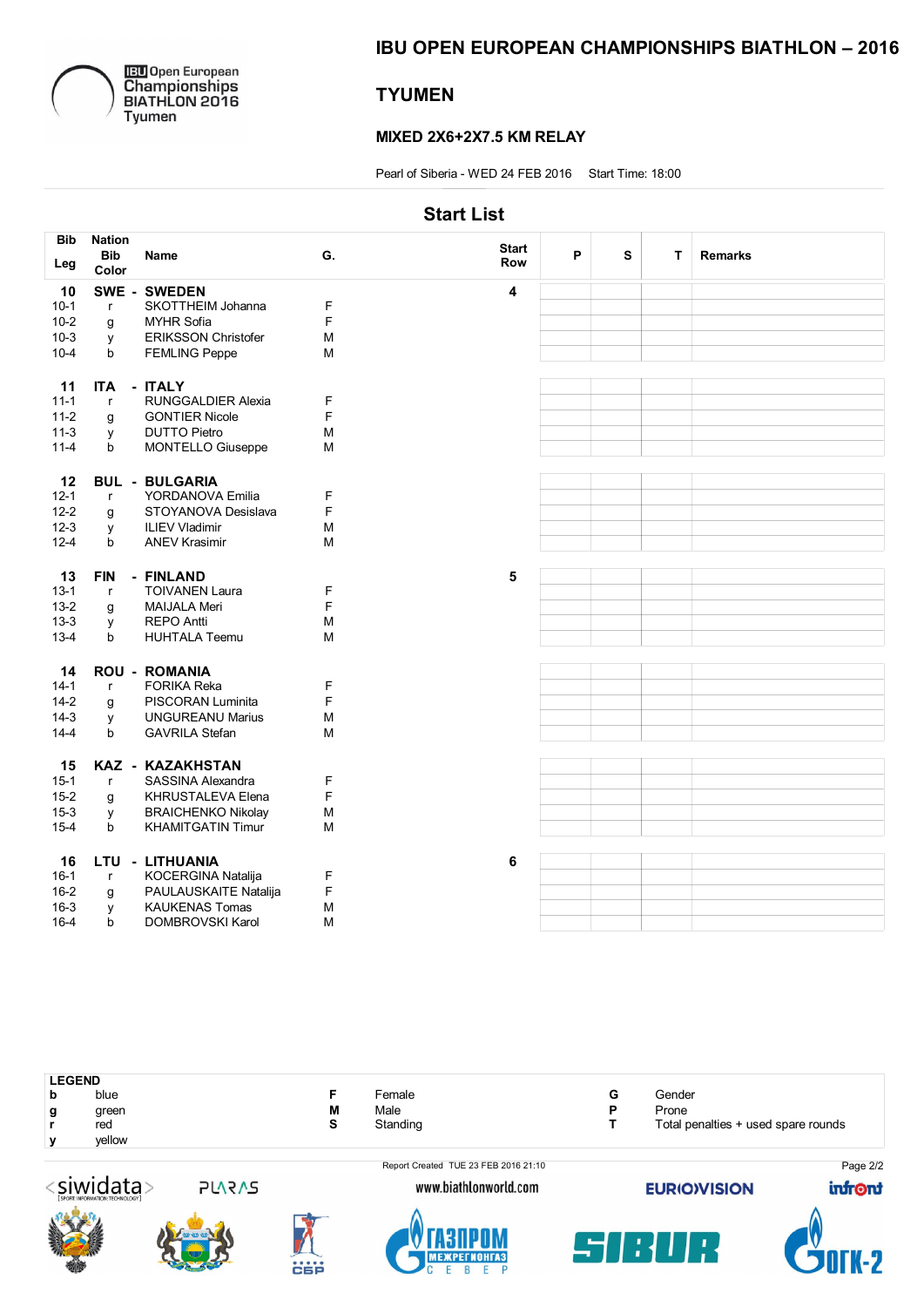# IBU OPEN EUROPEAN CHAMPIONSHIPS BIATHLON – 2016

## TYUMEN

### MIXED 2X6+2X7.5 KM RELAY

Pearl of Siberia - WED 24 FEB 2016 Start Time: 18:00

## Start List

| Bib / Leg | Nation / Bib Color | Name | G. | Start Row | P | S | T | Remarks |
|---|---|---|---|---|---|---|---|---|
| **10** | **SWE** | **- SWEDEN** | | **4** | | | | |
| 10-1 | r | SKOTTHEIM Johanna | F | | | | | |
| 10-2 | g | MYHR Sofia | F | | | | | |
| 10-3 | y | ERIKSSON Christofer | M | | | | | |
| 10-4 | b | FEMLING Peppe | M | | | | | |
| **11** | **ITA** | **- ITALY** | | | | | | |
| 11-1 | r | RUNGGALDIER Alexia | F | | | | | |
| 11-2 | g | GONTIER Nicole | F | | | | | |
| 11-3 | y | DUTTO Pietro | M | | | | | |
| 11-4 | b | MONTELLO Giuseppe | M | | | | | |
| **12** | **BUL** | **- BULGARIA** | | | | | | |
| 12-1 | r | YORDANOVA Emilia | F | | | | | |
| 12-2 | g | STOYANOVA Desislava | F | | | | | |
| 12-3 | y | ILIEV Vladimir | M | | | | | |
| 12-4 | b | ANEV Krasimir | M | | | | | |
| **13** | **FIN** | **- FINLAND** | | **5** | | | | |
| 13-1 | r | TOIVANEN Laura | F | | | | | |
| 13-2 | g | MAIJALA Meri | F | | | | | |
| 13-3 | y | REPO Antti | M | | | | | |
| 13-4 | b | HUHTALA Teemu | M | | | | | |
| **14** | **ROU** | **- ROMANIA** | | | | | | |
| 14-1 | r | FORIKA Reka | F | | | | | |
| 14-2 | g | PISCORAN Luminita | F | | | | | |
| 14-3 | y | UNGUREANU Marius | M | | | | | |
| 14-4 | b | GAVRILA Stefan | M | | | | | |
| **15** | **KAZ** | **- KAZAKHSTAN** | | | | | | |
| 15-1 | r | SASSINA Alexandra | F | | | | | |
| 15-2 | g | KHRUSTALEVA Elena | F | | | | | |
| 15-3 | y | BRAICHENKO Nikolay | M | | | | | |
| 15-4 | b | KHAMITGATIN Timur | M | | | | | |
| **16** | **LTU** | **- LITHUANIA** | | **6** | | | | |
| 16-1 | r | KOCERGINA Natalija | F | | | | | |
| 16-2 | g | PAULAUSKAITE Natalija | F | | | | | |
| 16-3 | y | KAUKENAS Tomas | M | | | | | |
| 16-4 | b | DOMBROVSKI Karol | M | | | | | |

**LEGEND**

| | | | | | |
|---|---|---|---|---|---|
| **b** | blue | **F** | Female | **G** | Gender |
| **g** | green | **M** | Male | **P** | Prone |
| **r** | red | **S** | Standing | **T** | Total penalties + used spare rounds |
| **y** | yellow | | | | |

Report Created TUE 23 FEB 2016 21:10

www.biathlonworld.com